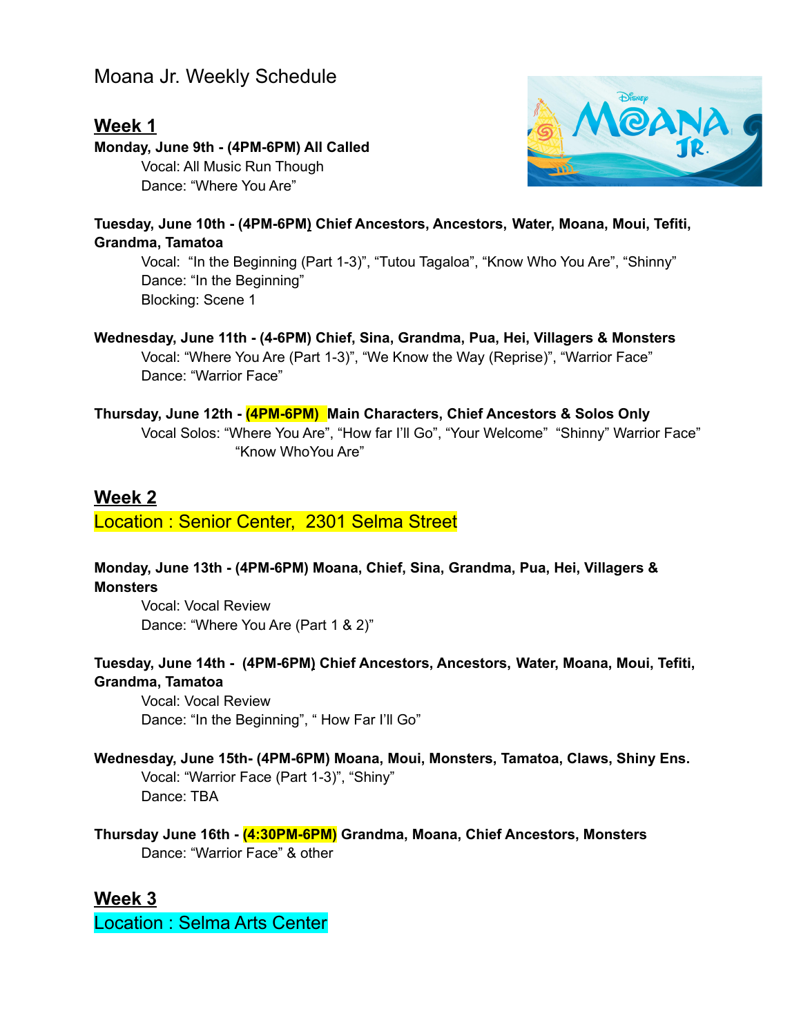# Moana Jr. Weekly Schedule

## Week 1

**Monday, June 9th - (4PM-6PM) All Called**

Vocal: All Music Run Though
Dance: "Where You Are"

**Tuesday, June 10th - (4PM-6PM) Chief Ancestors, Ancestors, Water, Moana, Moui, Tefiti, Grandma, Tamatoa**

Vocal: "In the Beginning (Part 1-3)", "Tutou Tagaloa", "Know Who You Are", "Shinny"
Dance: "In the Beginning"
Blocking: Scene 1

**Wednesday, June 11th - (4-6PM) Chief, Sina, Grandma, Pua, Hei, Villagers & Monsters**

Vocal: "Where You Are (Part 1-3)", "We Know the Way (Reprise)", "Warrior Face"
Dance: "Warrior Face"

**Thursday, June 12th - (4PM-6PM) Main Characters, Chief Ancestors & Solos Only**

Vocal Solos: "Where You Are", "How far I'll Go", "Your Welcome" "Shinny" Warrior Face" "Know WhoYou Are"

## Week 2

Location : Senior Center, 2301 Selma Street

**Monday, June 13th - (4PM-6PM) Moana, Chief, Sina, Grandma, Pua, Hei, Villagers & Monsters**

Vocal: Vocal Review
Dance: "Where You Are (Part 1 & 2)"

**Tuesday, June 14th - (4PM-6PM) Chief Ancestors, Ancestors, Water, Moana, Moui, Tefiti, Grandma, Tamatoa**

Vocal: Vocal Review
Dance: "In the Beginning", " How Far I'll Go"

**Wednesday, June 15th- (4PM-6PM) Moana, Moui, Monsters, Tamatoa, Claws, Shiny Ens.**

Vocal: "Warrior Face (Part 1-3)", "Shiny"
Dance: TBA

**Thursday June 16th - (4:30PM-6PM) Grandma, Moana, Chief Ancestors, Monsters**

Dance: "Warrior Face" & other

## Week 3

Location : Selma Arts Center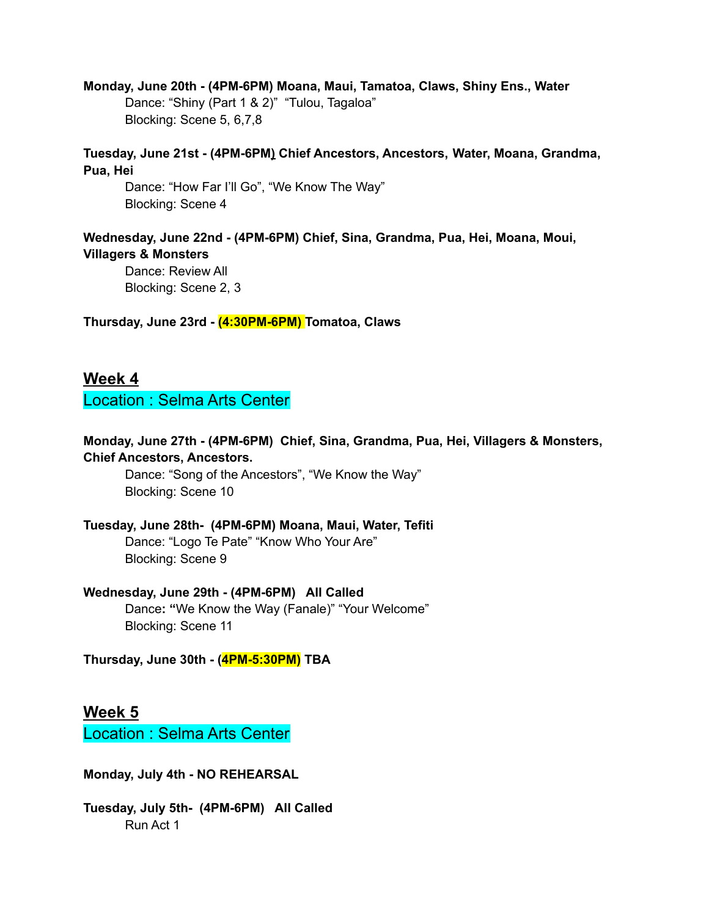**Monday, June 20th - (4PM-6PM) Moana, Maui, Tamatoa, Claws, Shiny Ens., Water**

Dance: "Shiny (Part 1 & 2)" "Tulou, Tagaloa"

Blocking: Scene 5, 6,7,8

**Tuesday, June 21st - (4PM-6PM) Chief Ancestors, Ancestors, Water, Moana, Grandma, Pua, Hei**

Dance: "How Far I'll Go", "We Know The Way"

Blocking: Scene 4

**Wednesday, June 22nd - (4PM-6PM) Chief, Sina, Grandma, Pua, Hei, Moana, Moui, Villagers & Monsters**

Dance: Review All

Blocking: Scene 2, 3

**Thursday, June 23rd - (4:30PM-6PM) Tomatoa, Claws**

## Week 4

Location : Selma Arts Center

**Monday, June 27th - (4PM-6PM) Chief, Sina, Grandma, Pua, Hei, Villagers & Monsters, Chief Ancestors, Ancestors.**

Dance: "Song of the Ancestors", "We Know the Way"

Blocking: Scene 10

**Tuesday, June 28th- (4PM-6PM) Moana, Maui, Water, Tefiti**

Dance: "Logo Te Pate" "Know Who Your Are"

Blocking: Scene 9

**Wednesday, June 29th - (4PM-6PM) All Called**

Dance**: "**We Know the Way (Fanale)" "Your Welcome"

Blocking: Scene 11

**Thursday, June 30th - (4PM-5:30PM) TBA**

## Week 5

Location : Selma Arts Center

**Monday, July 4th - NO REHEARSAL**

**Tuesday, July 5th- (4PM-6PM) All Called**

Run Act 1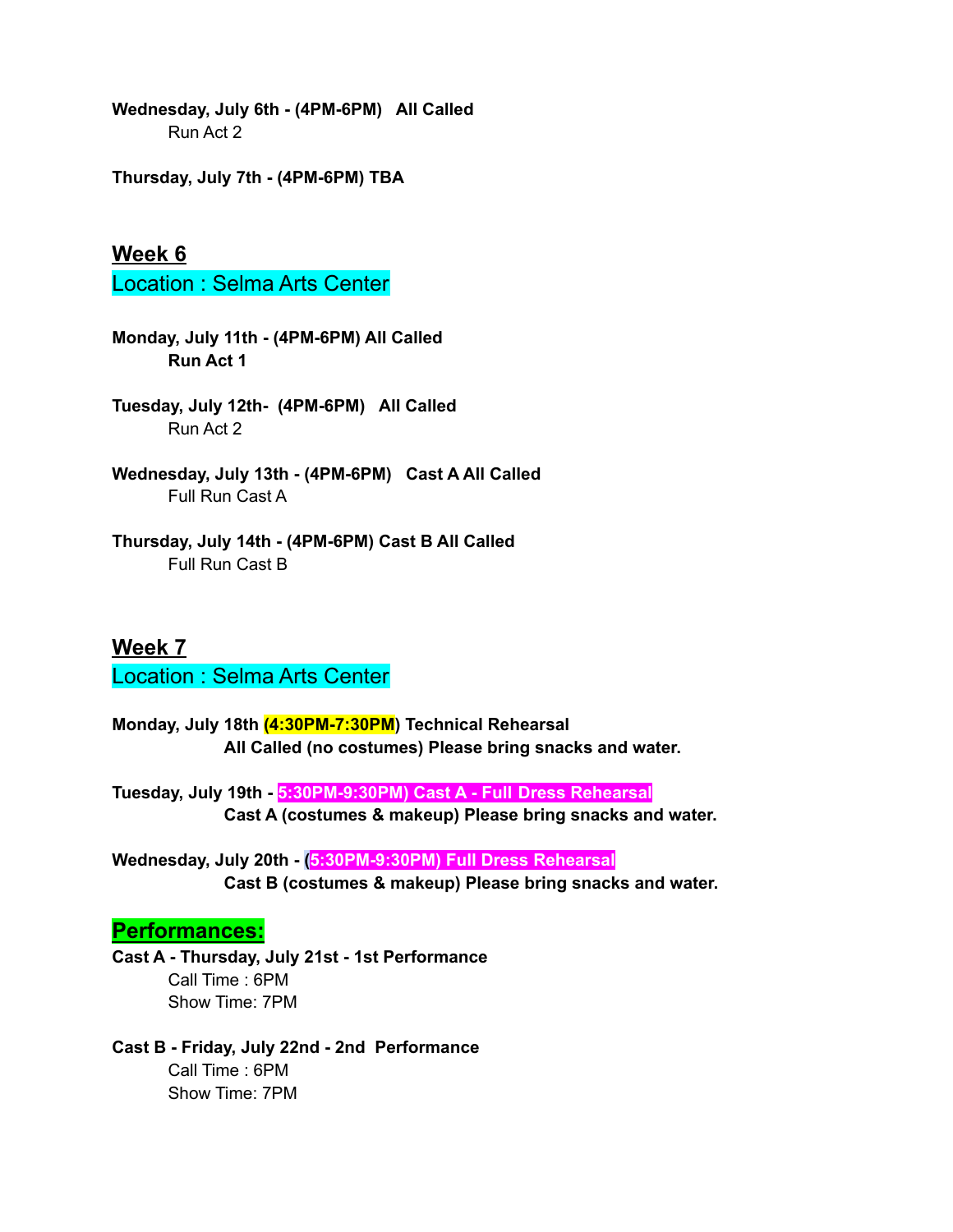**Wednesday, July 6th - (4PM-6PM)   All Called**

Run Act 2

**Thursday, July 7th - (4PM-6PM) TBA**

## Week 6

Location : Selma Arts Center

**Monday, July 11th - (4PM-6PM) All Called**

**Run Act 1**

**Tuesday, July 12th-  (4PM-6PM)   All Called**

Run Act 2

**Wednesday, July 13th - (4PM-6PM)   Cast A All Called**

Full Run Cast A

**Thursday, July 14th - (4PM-6PM) Cast B All Called**

Full Run Cast B

## Week 7

Location : Selma Arts Center

**Monday, July 18th (4:30PM-7:30PM) Technical Rehearsal**

**All Called (no costumes) Please bring snacks and water.**

**Tuesday, July 19th - 5:30PM-9:30PM) Cast A - Full Dress Rehearsal**

**Cast A (costumes & makeup) Please bring snacks and water.**

**Wednesday, July 20th - (5:30PM-9:30PM) Full Dress Rehearsal**

**Cast B (costumes & makeup) Please bring snacks and water.**

## Performances:

**Cast A - Thursday, July 21st - 1st Performance**

Call Time : 6PM

Show Time: 7PM

**Cast B - Friday, July 22nd - 2nd  Performance**

Call Time : 6PM

Show Time: 7PM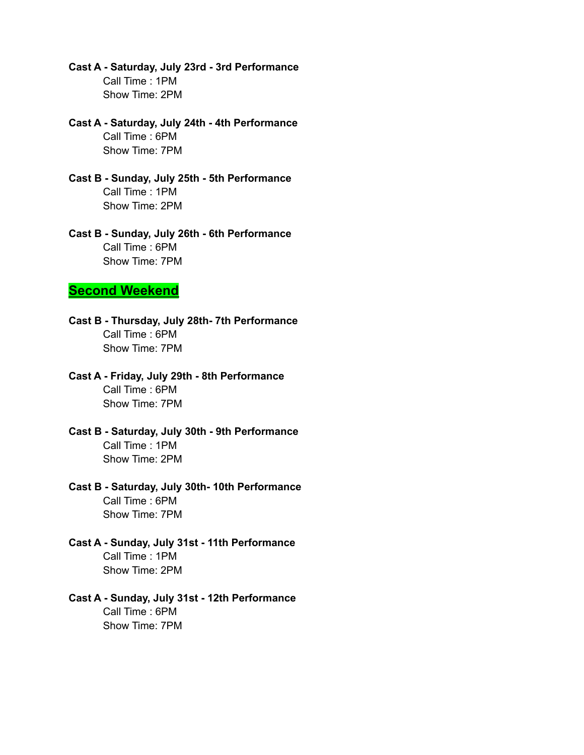**Cast A - Saturday, July 23rd - 3rd Performance**
Call Time : 1PM
Show Time: 2PM

**Cast A - Saturday, July 24th - 4th Performance**
Call Time : 6PM
Show Time: 7PM

**Cast B - Sunday, July 25th - 5th Performance**
Call Time : 1PM
Show Time: 2PM

**Cast B - Sunday, July 26th - 6th Performance**
Call Time : 6PM
Show Time: 7PM

## Second Weekend

**Cast B - Thursday, July 28th- 7th Performance**
Call Time : 6PM
Show Time: 7PM

**Cast A - Friday, July 29th - 8th Performance**
Call Time : 6PM
Show Time: 7PM

**Cast B - Saturday, July 30th - 9th Performance**
Call Time : 1PM
Show Time: 2PM

**Cast B - Saturday, July 30th- 10th Performance**
Call Time : 6PM
Show Time: 7PM

**Cast A - Sunday, July 31st - 11th Performance**
Call Time : 1PM
Show Time: 2PM

**Cast A - Sunday, July 31st - 12th Performance**
Call Time : 6PM
Show Time: 7PM